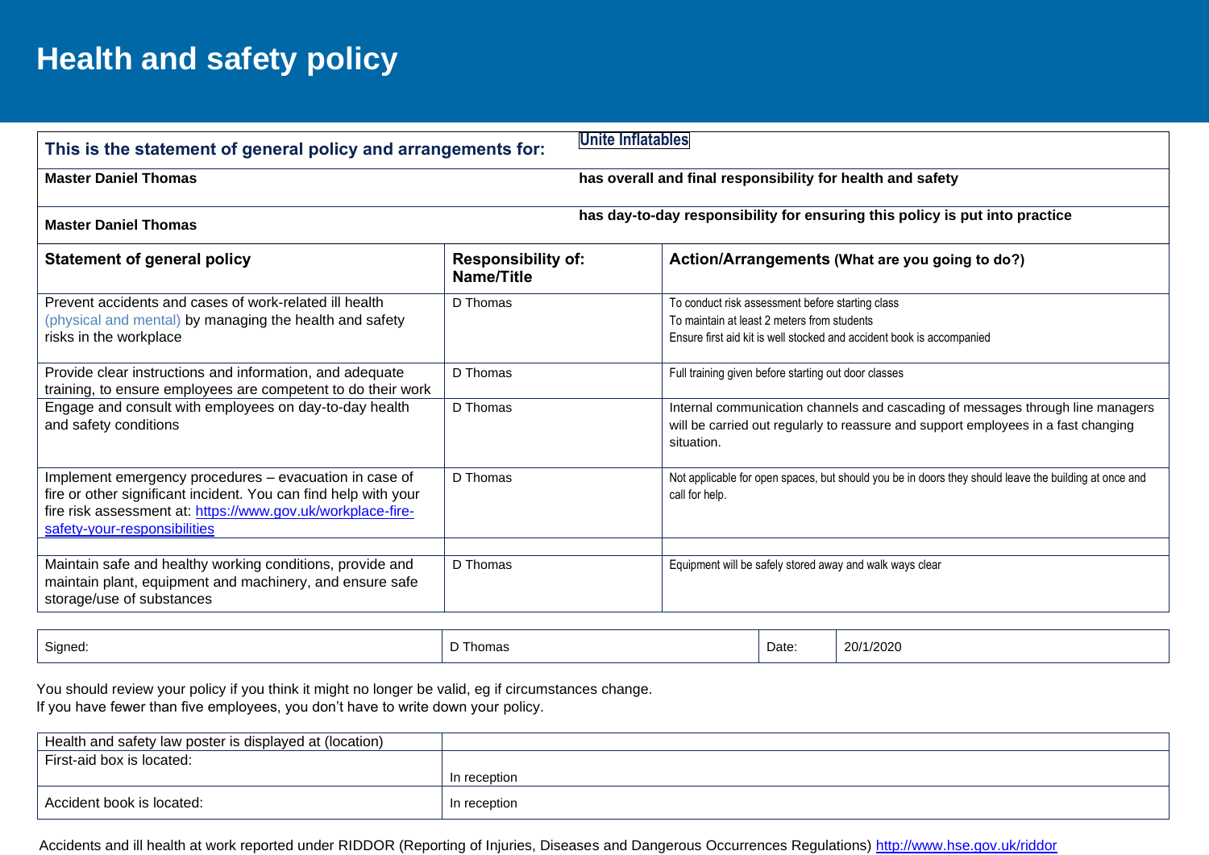# Health and safety policy

| This is the statement of general policy and arrangements for: | | Unite Inflatables |
|---|---|---|
| **Master Daniel Thomas** | | **has overall and final responsibility for health and safety** |
| **Master Daniel Thomas** | | **has day-to-day responsibility for ensuring this policy is put into practice** |
| **Statement of general policy** | **Responsibility of: Name/Title** | **Action/Arrangements (What are you going to do?)** |
| Prevent accidents and cases of work-related ill health (physical and mental) by managing the health and safety risks in the workplace | D Thomas | To conduct risk assessment before starting class<br>To maintain at least 2 meters from students<br>Ensure first aid kit is well stocked and accident book is accompanied |
| Provide clear instructions and information, and adequate training, to ensure employees are competent to do their work | D Thomas | Full training given before starting out door classes |
| Engage and consult with employees on day-to-day health and safety conditions | D Thomas | Internal communication channels and cascading of messages through line managers will be carried out regularly to reassure and support employees in a fast changing situation. |
| Implement emergency procedures – evacuation in case of fire or other significant incident. You can find help with your fire risk assessment at: https://www.gov.uk/workplace-fire-safety-your-responsibilities | D Thomas | Not applicable for open spaces, but should you be in doors they should leave the building at once and call for help. |
| | | |
| Maintain safe and healthy working conditions, provide and maintain plant, equipment and machinery, and ensure safe storage/use of substances | D Thomas | Equipment will be safely stored away and walk ways clear |

| Signed: | D Thomas | Date: | 20/1/2020 |
|---|---|---|---|

You should review your policy if you think it might no longer be valid, eg if circumstances change.
If you have fewer than five employees, you don't have to write down your policy.

| Health and safety law poster is displayed at (location) | |
|---|---|
| First-aid box is located: | In reception |
| Accident book is located: | In reception |

Accidents and ill health at work reported under RIDDOR (Reporting of Injuries, Diseases and Dangerous Occurrences Regulations) http://www.hse.gov.uk/riddor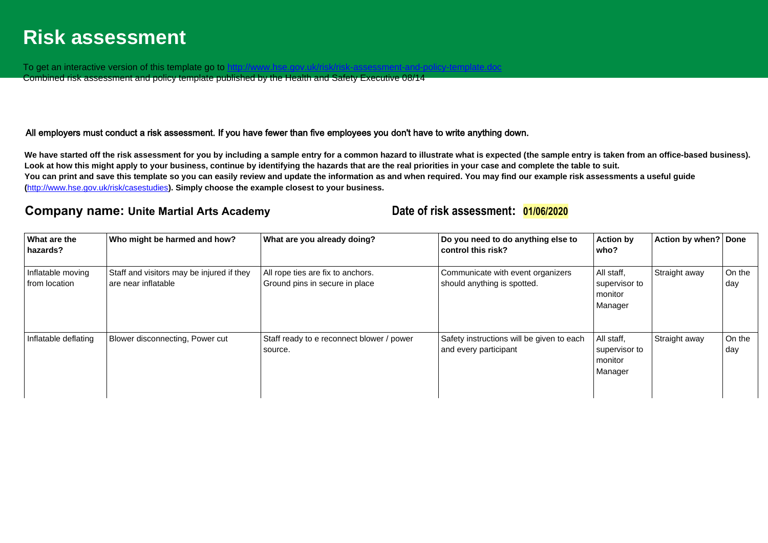# Risk assessment

To get an interactive version of this template go to http://www.hse.gov.uk/risk/risk-assessment-and-policy-template.doc
Combined risk assessment and policy template published by the Health and Safety Executive 08/14

All employers must conduct a risk assessment. If you have fewer than five employees you don't have to write anything down.

**We have started off the risk assessment for you by including a sample entry for a common hazard to illustrate what is expected (the sample entry is taken from an office-based business). Look at how this might apply to your business, continue by identifying the hazards that are the real priorities in your case and complete the table to suit.**
**You can print and save this template so you can easily review and update the information as and when required. You may find our example risk assessments a useful guide (**http://www.hse.gov.uk/risk/casestudies**). Simply choose the example closest to your business.**

**Company name: Unite Martial Arts Academy** **Date of risk assessment: 01/06/2020**

| What are the hazards? | Who might be harmed and how? | What are you already doing? | Do you need to do anything else to control this risk? | Action by who? | Action by when? | Done |
|---|---|---|---|---|---|---|
| Inflatable moving from location | Staff and visitors may be injured if they are near inflatable | All rope ties are fix to anchors. Ground pins in secure in place | Communicate with event organizers should anything is spotted. | All staff, supervisor to monitor Manager | Straight away | On the day |
| Inflatable deflating | Blower disconnecting, Power cut | Staff ready to e reconnect blower / power source. | Safety instructions will be given to each and every participant | All staff, supervisor to monitor Manager | Straight away | On the day |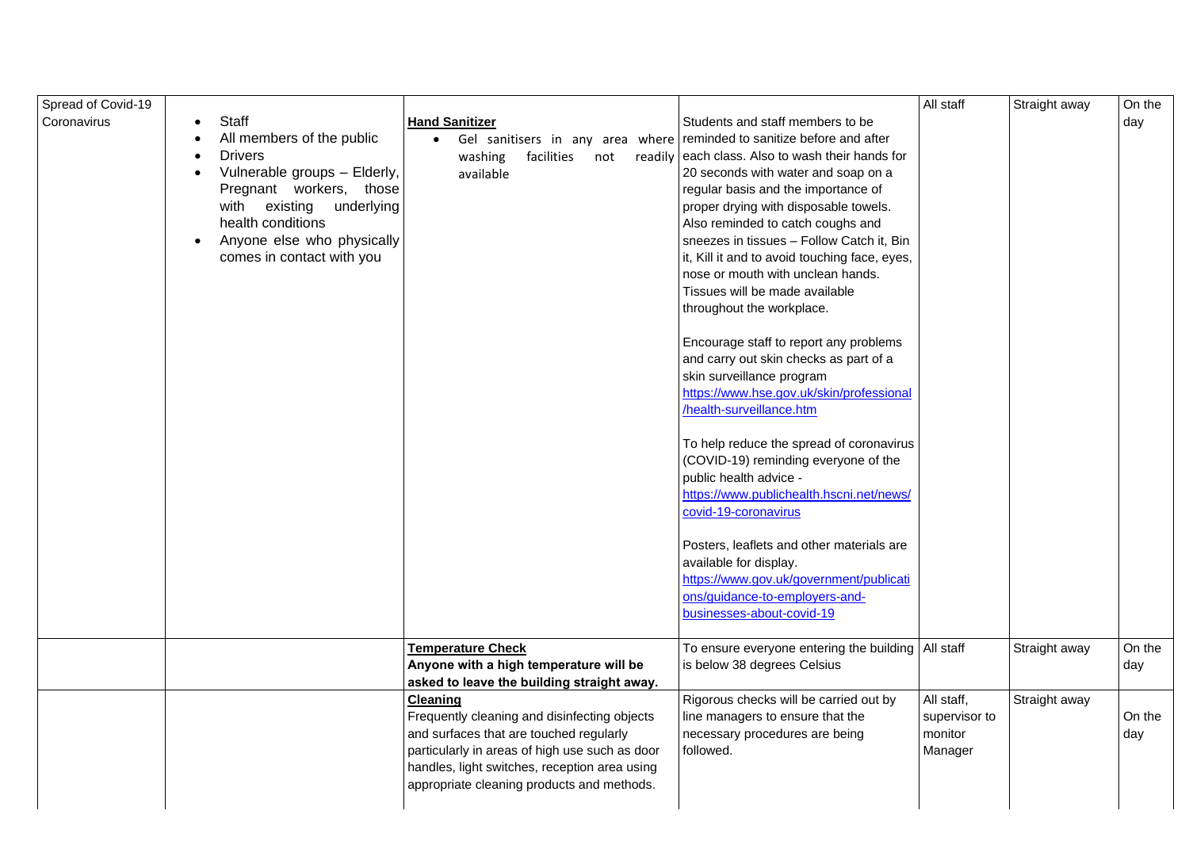| | | | | | | |
|---|---|---|---|---|---|---|
| Spread of Covid-19 Coronavirus | • Staff<br>• All members of the public<br>• Drivers<br>• Vulnerable groups – Elderly, Pregnant workers, those with existing underlying health conditions<br>• Anyone else who physically comes in contact with you | **Hand Sanitizer**<br>• Gel sanitisers in any area where washing facilities not readily available | Students and staff members to be reminded to sanitize before and after each class. Also to wash their hands for 20 seconds with water and soap on a regular basis and the importance of proper drying with disposable towels. Also reminded to catch coughs and sneezes in tissues – Follow Catch it, Bin it, Kill it and to avoid touching face, eyes, nose or mouth with unclean hands. Tissues will be made available throughout the workplace.<br><br>Encourage staff to report any problems and carry out skin checks as part of a skin surveillance program https://www.hse.gov.uk/skin/professional/health-surveillance.htm<br><br>To help reduce the spread of coronavirus (COVID-19) reminding everyone of the public health advice - https://www.publichealth.hscni.net/news/covid-19-coronavirus<br><br>Posters, leaflets and other materials are available for display. https://www.gov.uk/government/publications/guidance-to-employers-and-businesses-about-covid-19 | All staff | Straight away | On the day |
| | | **Temperature Check**<br>**Anyone with a high temperature will be asked to leave the building straight away.** | To ensure everyone entering the building is below 38 degrees Celsius | All staff | Straight away | On the day |
| | | **Cleaning**<br>Frequently cleaning and disinfecting objects and surfaces that are touched regularly particularly in areas of high use such as door handles, light switches, reception area using appropriate cleaning products and methods. | Rigorous checks will be carried out by line managers to ensure that the necessary procedures are being followed. | All staff, supervisor to monitor Manager | Straight away | On the day |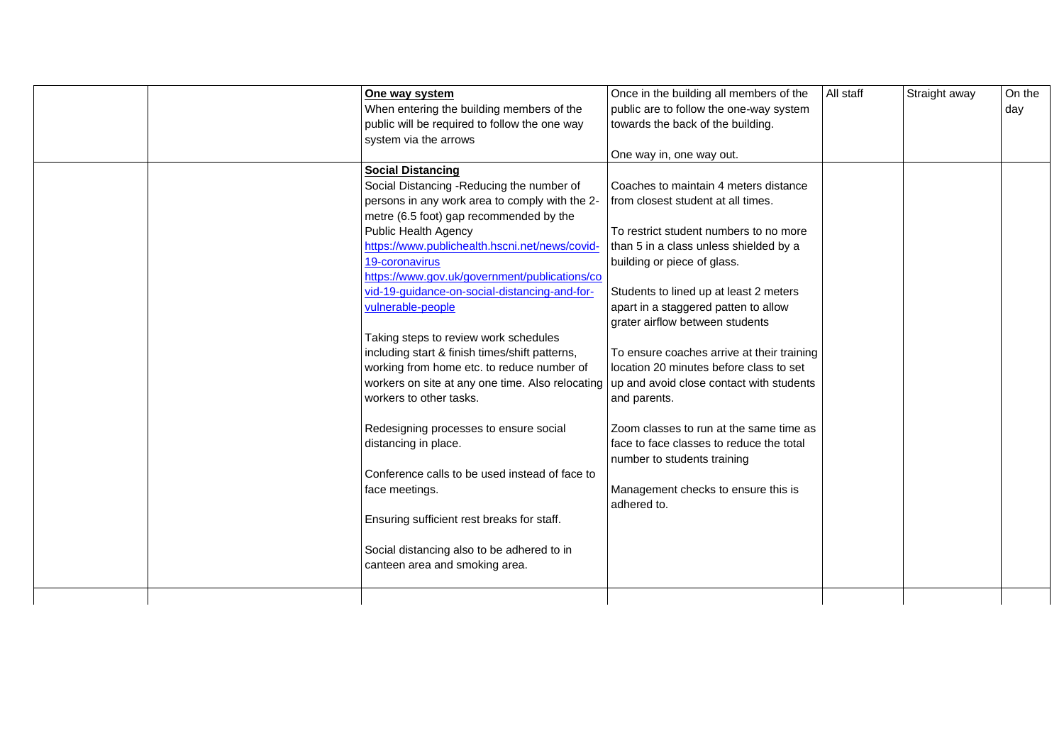|  |  |  |  |  |  |  |
|---|---|---|---|---|---|---|
|  |  | **One way system**<br>When entering the building members of the public will be required to follow the one way system via the arrows | Once in the building all members of the public are to follow the one-way system towards the back of the building.<br><br>One way in, one way out. | All staff | Straight away | On the day |
|  |  | **Social Distancing**<br>Social Distancing -Reducing the number of persons in any work area to comply with the 2-metre (6.5 foot) gap recommended by the Public Health Agency<br>https://www.publichealth.hscni.net/news/covid-19-coronavirus<br>https://www.gov.uk/government/publications/covid-19-guidance-on-social-distancing-and-for-vulnerable-people<br><br>Taking steps to review work schedules including start & finish times/shift patterns, working from home etc. to reduce number of workers on site at any one time. Also relocating workers to other tasks.<br><br>Redesigning processes to ensure social distancing in place.<br><br>Conference calls to be used instead of face to face meetings.<br><br>Ensuring sufficient rest breaks for staff.<br><br>Social distancing also to be adhered to in canteen area and smoking area. | Coaches to maintain 4 meters distance from closest student at all times.<br><br>To restrict student numbers to no more than 5 in a class unless shielded by a building or piece of glass.<br><br>Students to lined up at least 2 meters apart in a staggered patten to allow grater airflow between students<br><br>To ensure coaches arrive at their training location 20 minutes before class to set up and avoid close contact with students and parents.<br><br>Zoom classes to run at the same time as face to face classes to reduce the total number to students training<br><br>Management checks to ensure this is adhered to. |  |  |  |
|  |  |  |  |  |  |  |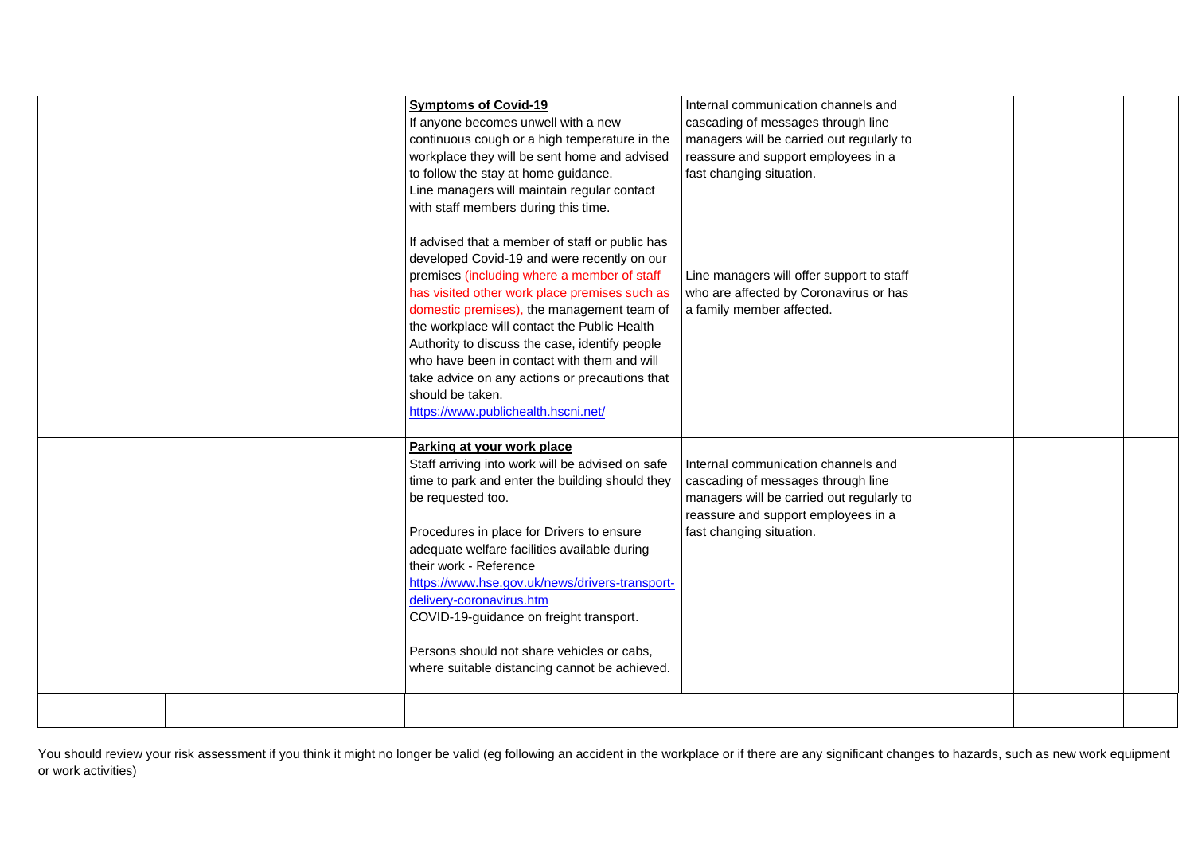| | | | | | | |
|---|---|---|---|---|---|---|
| | | **Symptoms of Covid-19**<br>If anyone becomes unwell with a new continuous cough or a high temperature in the workplace they will be sent home and advised to follow the stay at home guidance.<br>Line managers will maintain regular contact with staff members during this time.<br><br>If advised that a member of staff or public has developed Covid-19 and were recently on our premises (including where a member of staff has visited other work place premises such as domestic premises), the management team of the workplace will contact the Public Health Authority to discuss the case, identify people who have been in contact with them and will take advice on any actions or precautions that should be taken.<br>https://www.publichealth.hscni.net/ | Internal communication channels and cascading of messages through line managers will be carried out regularly to reassure and support employees in a fast changing situation.<br><br>Line managers will offer support to staff who are affected by Coronavirus or has a family member affected. | | | |
| | | **Parking at your work place**<br>Staff arriving into work will be advised on safe time to park and enter the building should they be requested too.<br><br>Procedures in place for Drivers to ensure adequate welfare facilities available during their work - Reference https://www.hse.gov.uk/news/drivers-transport-delivery-coronavirus.htm COVID-19-guidance on freight transport.<br><br>Persons should not share vehicles or cabs, where suitable distancing cannot be achieved. | Internal communication channels and cascading of messages through line managers will be carried out regularly to reassure and support employees in a fast changing situation. | | | |
| | | | | | | |

You should review your risk assessment if you think it might no longer be valid (eg following an accident in the workplace or if there are any significant changes to hazards, such as new work equipment or work activities)